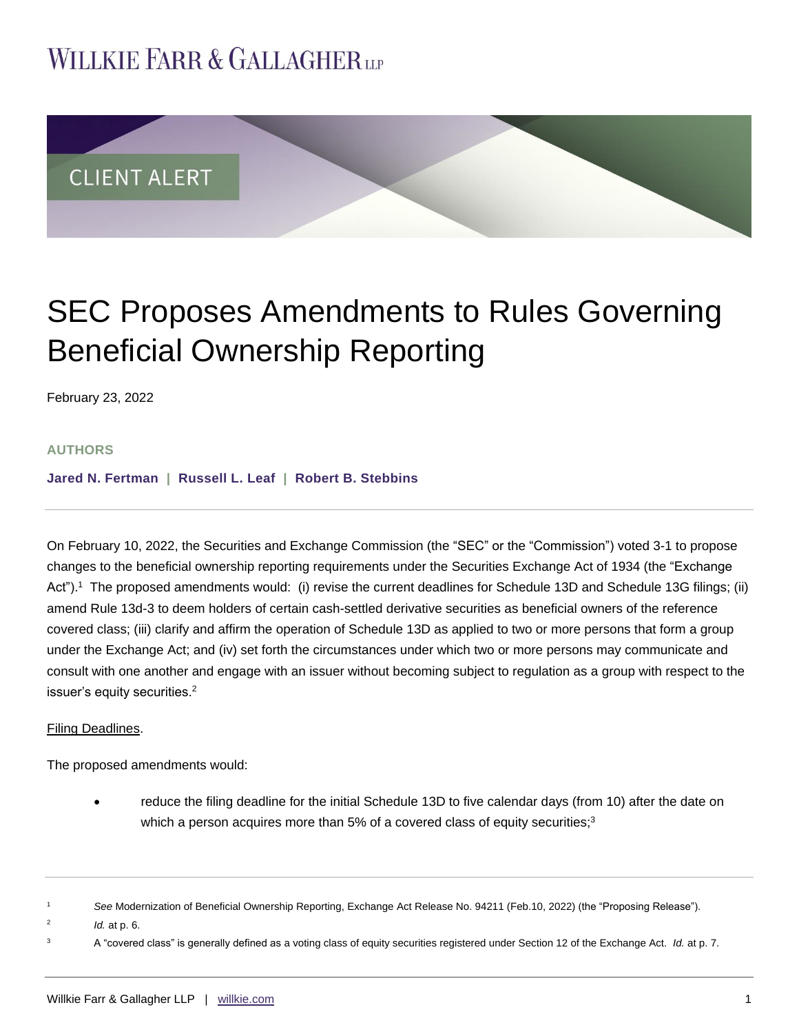WILLKIE FARR & GALLAGHER LLP

CLIENT ALERT

# SEC Proposes Amendments to Rules Governing Beneficial Ownership Reporting

February 23, 2022

**AUTHORS**

**Jared N. Fertman | Russell L. Leaf | Robert B. Stebbins**

On February 10, 2022, the Securities and Exchange Commission (the "SEC" or the "Commission") voted 3-1 to propose changes to the beneficial ownership reporting requirements under the Securities Exchange Act of 1934 (the "Exchange Act").[1] The proposed amendments would: (i) revise the current deadlines for Schedule 13D and Schedule 13G filings; (ii) amend Rule 13d-3 to deem holders of certain cash-settled derivative securities as beneficial owners of the reference covered class; (iii) clarify and affirm the operation of Schedule 13D as applied to two or more persons that form a group under the Exchange Act; and (iv) set forth the circumstances under which two or more persons may communicate and consult with one another and engage with an issuer without becoming subject to regulation as a group with respect to the issuer's equity securities.[2]

Filing Deadlines.

The proposed amendments would:

- reduce the filing deadline for the initial Schedule 13D to five calendar days (from 10) after the date on which a person acquires more than 5% of a covered class of equity securities;[3]

---

[1] *See* Modernization of Beneficial Ownership Reporting, Exchange Act Release No. 94211 (Feb.10, 2022) (the "Proposing Release").

[2] *Id.* at p. 6.

[3] A "covered class" is generally defined as a voting class of equity securities registered under Section 12 of the Exchange Act. *Id.* at p. 7.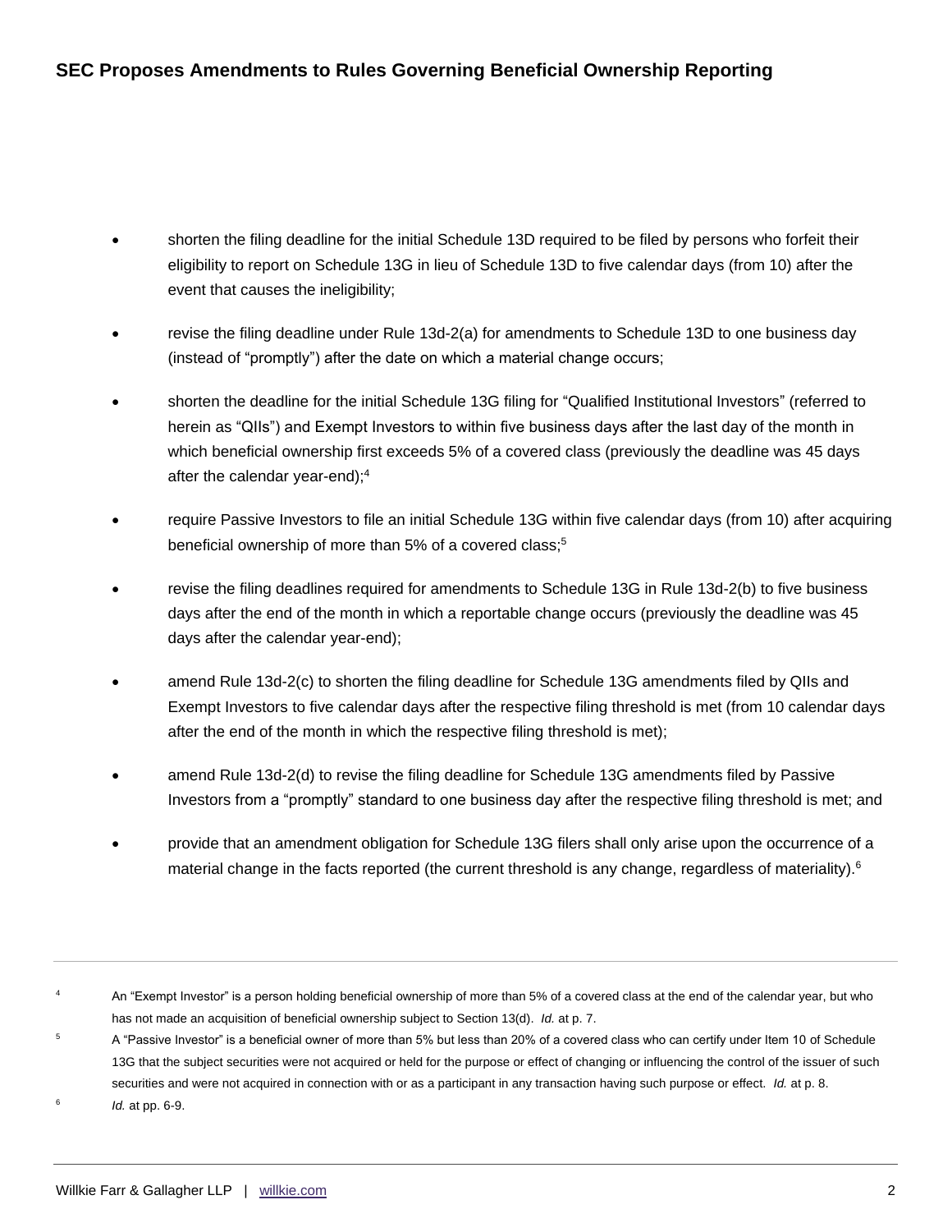- shorten the filing deadline for the initial Schedule 13D required to be filed by persons who forfeit their eligibility to report on Schedule 13G in lieu of Schedule 13D to five calendar days (from 10) after the event that causes the ineligibility;
- revise the filing deadline under Rule 13d-2(a) for amendments to Schedule 13D to one business day (instead of "promptly") after the date on which a material change occurs;
- shorten the deadline for the initial Schedule 13G filing for "Qualified Institutional Investors" (referred to herein as "QIIs") and Exempt Investors to within five business days after the last day of the month in which beneficial ownership first exceeds 5% of a covered class (previously the deadline was 45 days after the calendar year-end);[4]
- require Passive Investors to file an initial Schedule 13G within five calendar days (from 10) after acquiring beneficial ownership of more than 5% of a covered class;[5]
- revise the filing deadlines required for amendments to Schedule 13G in Rule 13d-2(b) to five business days after the end of the month in which a reportable change occurs (previously the deadline was 45 days after the calendar year-end);
- amend Rule 13d-2(c) to shorten the filing deadline for Schedule 13G amendments filed by QIIs and Exempt Investors to five calendar days after the respective filing threshold is met (from 10 calendar days after the end of the month in which the respective filing threshold is met);
- amend Rule 13d-2(d) to revise the filing deadline for Schedule 13G amendments filed by Passive Investors from a "promptly" standard to one business day after the respective filing threshold is met; and
- provide that an amendment obligation for Schedule 13G filers shall only arise upon the occurrence of a material change in the facts reported (the current threshold is any change, regardless of materiality).[6]

---

[4] An "Exempt Investor" is a person holding beneficial ownership of more than 5% of a covered class at the end of the calendar year, but who has not made an acquisition of beneficial ownership subject to Section 13(d). *Id.* at p. 7.

[5] A "Passive Investor" is a beneficial owner of more than 5% but less than 20% of a covered class who can certify under Item 10 of Schedule 13G that the subject securities were not acquired or held for the purpose or effect of changing or influencing the control of the issuer of such securities and were not acquired in connection with or as a participant in any transaction having such purpose or effect. *Id.* at p. 8.

[6] *Id.* at pp. 6-9.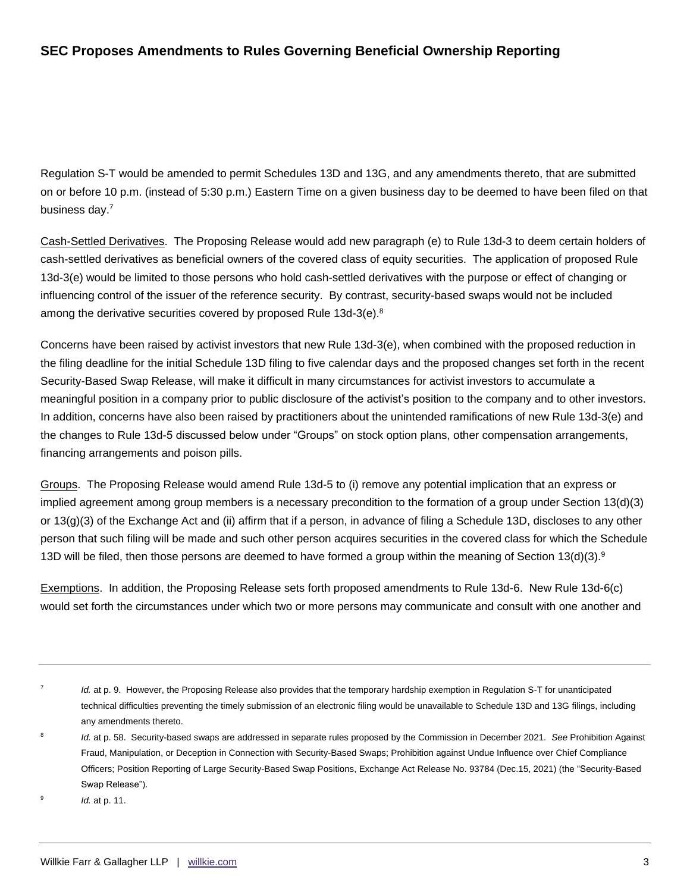Regulation S-T would be amended to permit Schedules 13D and 13G, and any amendments thereto, that are submitted on or before 10 p.m. (instead of 5:30 p.m.) Eastern Time on a given business day to be deemed to have been filed on that business day.[7]

Cash-Settled Derivatives. The Proposing Release would add new paragraph (e) to Rule 13d-3 to deem certain holders of cash-settled derivatives as beneficial owners of the covered class of equity securities. The application of proposed Rule 13d-3(e) would be limited to those persons who hold cash-settled derivatives with the purpose or effect of changing or influencing control of the issuer of the reference security. By contrast, security-based swaps would not be included among the derivative securities covered by proposed Rule 13d-3(e).[8]

Concerns have been raised by activist investors that new Rule 13d-3(e), when combined with the proposed reduction in the filing deadline for the initial Schedule 13D filing to five calendar days and the proposed changes set forth in the recent Security-Based Swap Release, will make it difficult in many circumstances for activist investors to accumulate a meaningful position in a company prior to public disclosure of the activist's position to the company and to other investors. In addition, concerns have also been raised by practitioners about the unintended ramifications of new Rule 13d-3(e) and the changes to Rule 13d-5 discussed below under "Groups" on stock option plans, other compensation arrangements, financing arrangements and poison pills.

Groups. The Proposing Release would amend Rule 13d-5 to (i) remove any potential implication that an express or implied agreement among group members is a necessary precondition to the formation of a group under Section 13(d)(3) or 13(g)(3) of the Exchange Act and (ii) affirm that if a person, in advance of filing a Schedule 13D, discloses to any other person that such filing will be made and such other person acquires securities in the covered class for which the Schedule 13D will be filed, then those persons are deemed to have formed a group within the meaning of Section 13(d)(3).[9]

Exemptions. In addition, the Proposing Release sets forth proposed amendments to Rule 13d-6. New Rule 13d-6(c) would set forth the circumstances under which two or more persons may communicate and consult with one another and

---

[7] *Id.* at p. 9. However, the Proposing Release also provides that the temporary hardship exemption in Regulation S-T for unanticipated technical difficulties preventing the timely submission of an electronic filing would be unavailable to Schedule 13D and 13G filings, including any amendments thereto.

[8] *Id.* at p. 58. Security-based swaps are addressed in separate rules proposed by the Commission in December 2021. *See* Prohibition Against Fraud, Manipulation, or Deception in Connection with Security-Based Swaps; Prohibition against Undue Influence over Chief Compliance Officers; Position Reporting of Large Security-Based Swap Positions, Exchange Act Release No. 93784 (Dec.15, 2021) (the "Security-Based Swap Release").

[9] *Id.* at p. 11.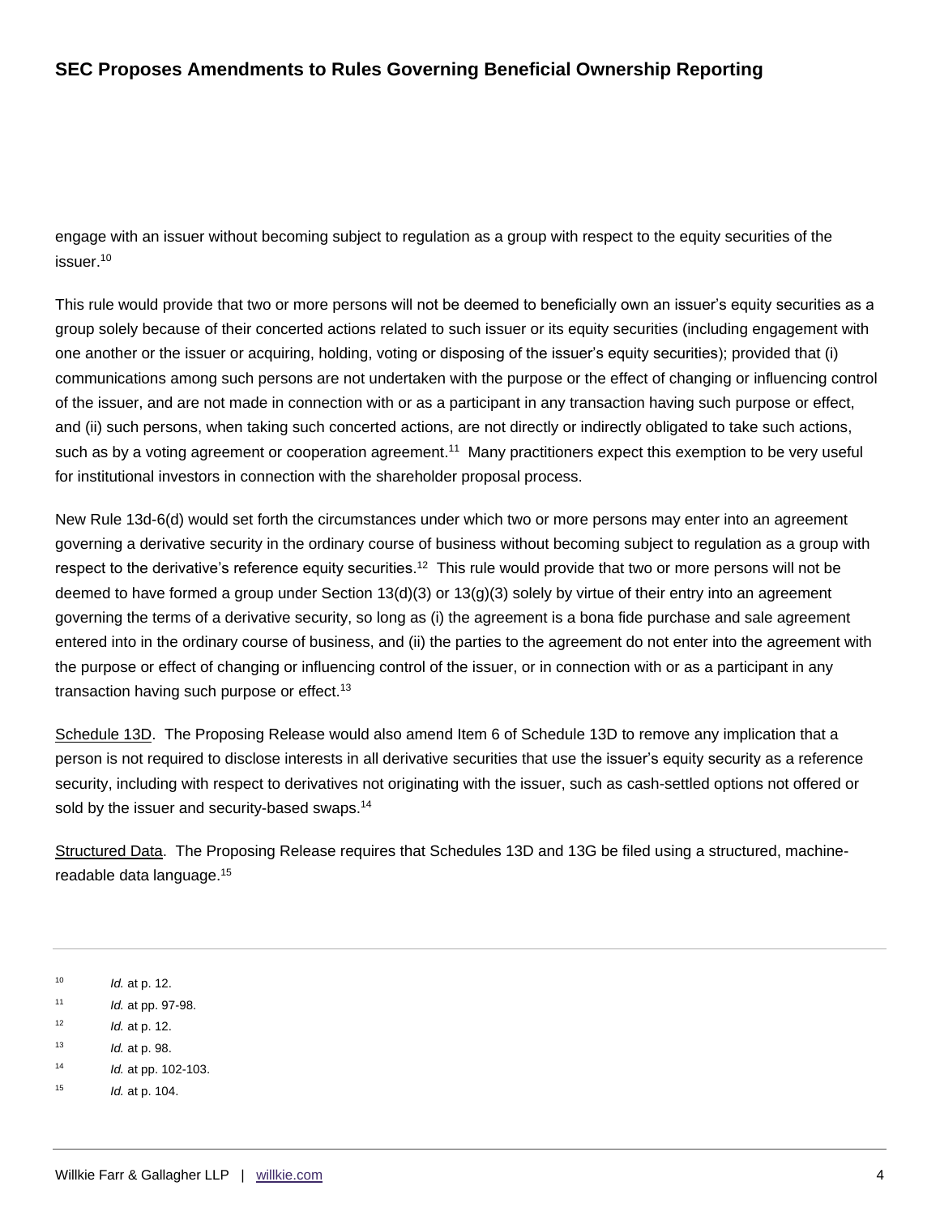engage with an issuer without becoming subject to regulation as a group with respect to the equity securities of the issuer.[10]

This rule would provide that two or more persons will not be deemed to beneficially own an issuer's equity securities as a group solely because of their concerted actions related to such issuer or its equity securities (including engagement with one another or the issuer or acquiring, holding, voting or disposing of the issuer's equity securities); provided that (i) communications among such persons are not undertaken with the purpose or the effect of changing or influencing control of the issuer, and are not made in connection with or as a participant in any transaction having such purpose or effect, and (ii) such persons, when taking such concerted actions, are not directly or indirectly obligated to take such actions, such as by a voting agreement or cooperation agreement.[11] Many practitioners expect this exemption to be very useful for institutional investors in connection with the shareholder proposal process.

New Rule 13d-6(d) would set forth the circumstances under which two or more persons may enter into an agreement governing a derivative security in the ordinary course of business without becoming subject to regulation as a group with respect to the derivative's reference equity securities.[12] This rule would provide that two or more persons will not be deemed to have formed a group under Section 13(d)(3) or 13(g)(3) solely by virtue of their entry into an agreement governing the terms of a derivative security, so long as (i) the agreement is a bona fide purchase and sale agreement entered into in the ordinary course of business, and (ii) the parties to the agreement do not enter into the agreement with the purpose or effect of changing or influencing control of the issuer, or in connection with or as a participant in any transaction having such purpose or effect.[13]

Schedule 13D. The Proposing Release would also amend Item 6 of Schedule 13D to remove any implication that a person is not required to disclose interests in all derivative securities that use the issuer's equity security as a reference security, including with respect to derivatives not originating with the issuer, such as cash-settled options not offered or sold by the issuer and security-based swaps.[14]

Structured Data. The Proposing Release requires that Schedules 13D and 13G be filed using a structured, machine-readable data language.[15]

---

[10] *Id.* at p. 12.

[11] *Id.* at pp. 97-98.

[12] *Id.* at p. 12.

[13] *Id.* at p. 98.

[14] *Id.* at pp. 102-103.

[15] *Id.* at p. 104.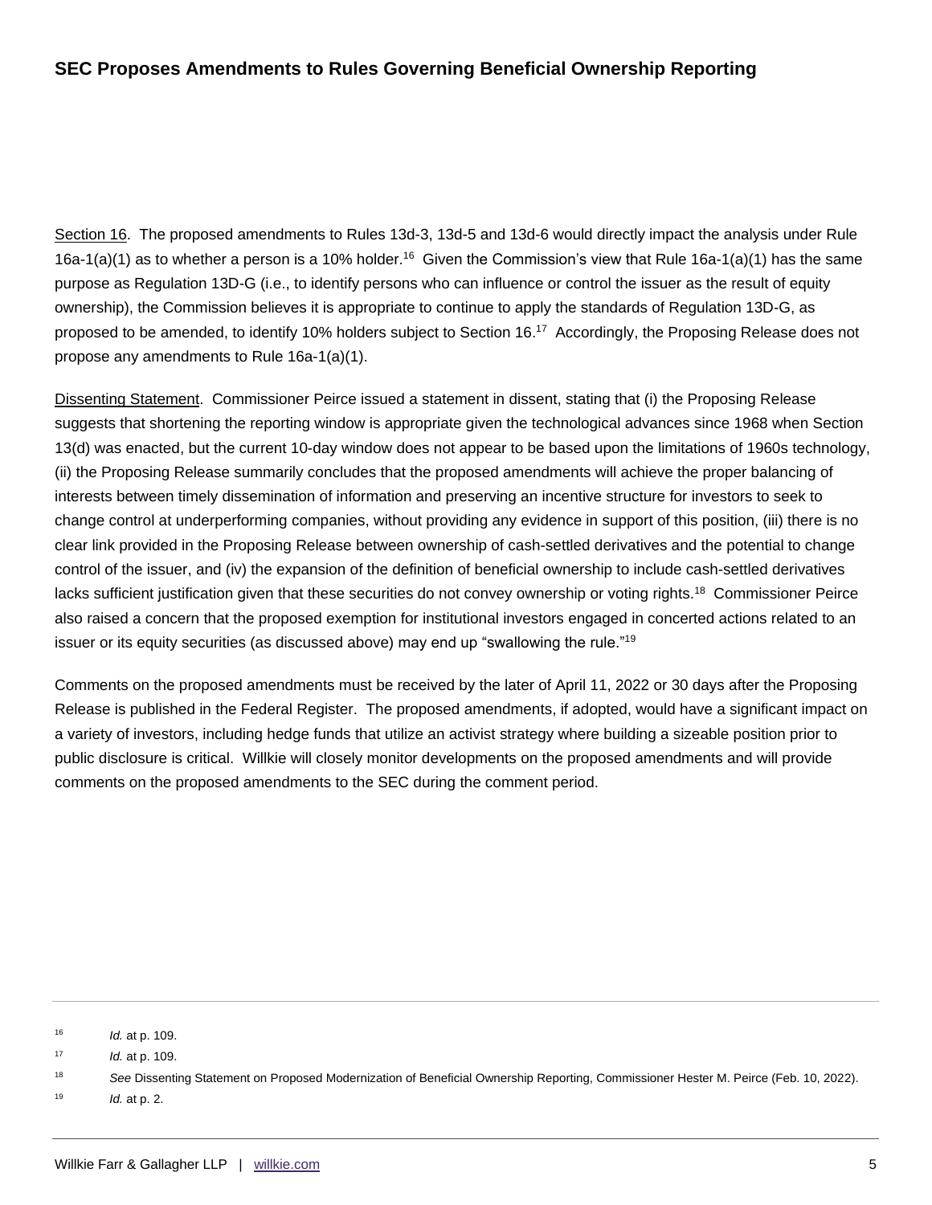Section 16. The proposed amendments to Rules 13d-3, 13d-5 and 13d-6 would directly impact the analysis under Rule 16a-1(a)(1) as to whether a person is a 10% holder.[16] Given the Commission's view that Rule 16a-1(a)(1) has the same purpose as Regulation 13D-G (i.e., to identify persons who can influence or control the issuer as the result of equity ownership), the Commission believes it is appropriate to continue to apply the standards of Regulation 13D-G, as proposed to be amended, to identify 10% holders subject to Section 16.[17] Accordingly, the Proposing Release does not propose any amendments to Rule 16a-1(a)(1).

Dissenting Statement. Commissioner Peirce issued a statement in dissent, stating that (i) the Proposing Release suggests that shortening the reporting window is appropriate given the technological advances since 1968 when Section 13(d) was enacted, but the current 10-day window does not appear to be based upon the limitations of 1960s technology, (ii) the Proposing Release summarily concludes that the proposed amendments will achieve the proper balancing of interests between timely dissemination of information and preserving an incentive structure for investors to seek to change control at underperforming companies, without providing any evidence in support of this position, (iii) there is no clear link provided in the Proposing Release between ownership of cash-settled derivatives and the potential to change control of the issuer, and (iv) the expansion of the definition of beneficial ownership to include cash-settled derivatives lacks sufficient justification given that these securities do not convey ownership or voting rights.[18] Commissioner Peirce also raised a concern that the proposed exemption for institutional investors engaged in concerted actions related to an issuer or its equity securities (as discussed above) may end up "swallowing the rule."[19]

Comments on the proposed amendments must be received by the later of April 11, 2022 or 30 days after the Proposing Release is published in the Federal Register. The proposed amendments, if adopted, would have a significant impact on a variety of investors, including hedge funds that utilize an activist strategy where building a sizeable position prior to public disclosure is critical. Willkie will closely monitor developments on the proposed amendments and will provide comments on the proposed amendments to the SEC during the comment period.

---

[16] *Id.* at p. 109.

[17] *Id.* at p. 109.

[18] *See* Dissenting Statement on Proposed Modernization of Beneficial Ownership Reporting, Commissioner Hester M. Peirce (Feb. 10, 2022).

[19] *Id.* at p. 2.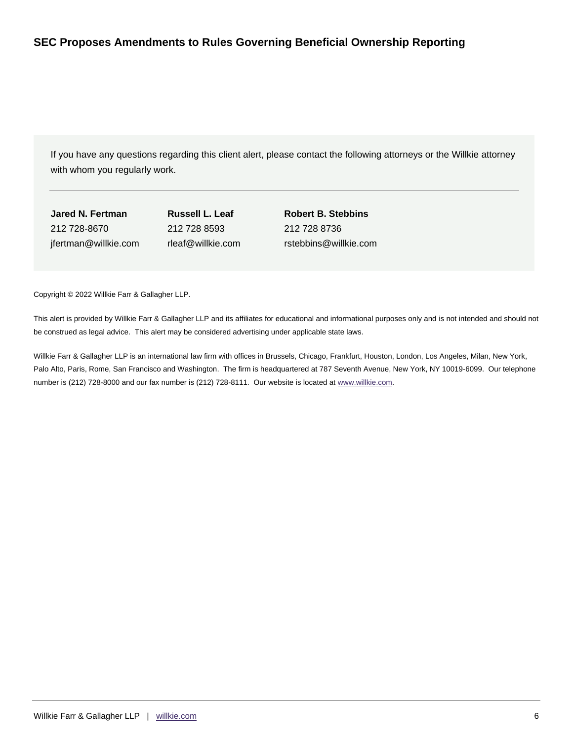If you have any questions regarding this client alert, please contact the following attorneys or the Willkie attorney with whom you regularly work.

| | | |
|---|---|---|
| **Jared N. Fertman** | **Russell L. Leaf** | **Robert B. Stebbins** |
| 212 728-8670 | 212 728 8593 | 212 728 8736 |
| jfertman@willkie.com | rleaf@willkie.com | rstebbins@willkie.com |

Copyright © 2022 Willkie Farr & Gallagher LLP.

This alert is provided by Willkie Farr & Gallagher LLP and its affiliates for educational and informational purposes only and is not intended and should not be construed as legal advice. This alert may be considered advertising under applicable state laws.

Willkie Farr & Gallagher LLP is an international law firm with offices in Brussels, Chicago, Frankfurt, Houston, London, Los Angeles, Milan, New York, Palo Alto, Paris, Rome, San Francisco and Washington. The firm is headquartered at 787 Seventh Avenue, New York, NY 10019-6099. Our telephone number is (212) 728-8000 and our fax number is (212) 728-8111. Our website is located at www.willkie.com.